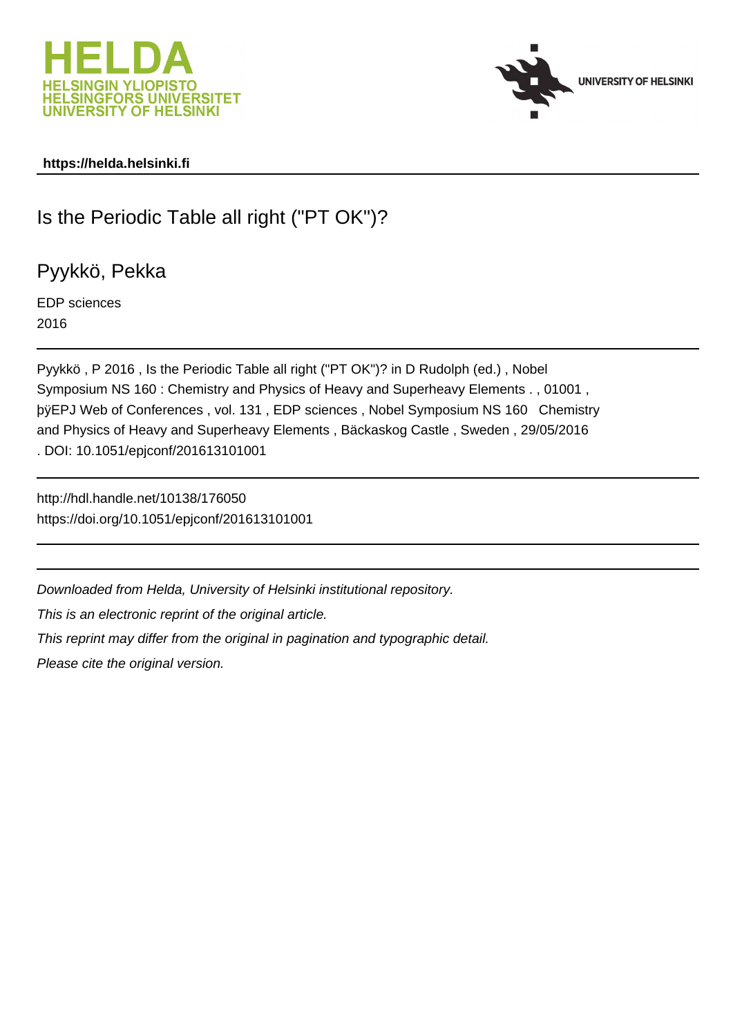HELDA
HELSINGIN YLIOPISTO
HELSINGFORS UNIVERSITET
UNIVERSITY OF HELSINKI

UNIVERSITY OF HELSINKI

**https://helda.helsinki.fi**

# Is the Periodic Table all right ("PT OK")?

## Pyykkö, Pekka

EDP sciences
2016

Pyykkö , P 2016 , Is the Periodic Table all right ("PT OK")? in D Rudolph (ed.) , Nobel Symposium NS 160 : Chemistry and Physics of Heavy and Superheavy Elements . , 01001 , þÿEPJ Web of Conferences , vol. 131 , EDP sciences , Nobel Symposium NS 160 Chemistry and Physics of Heavy and Superheavy Elements , Bäckaskog Castle , Sweden , 29/05/2016 . DOI: 10.1051/epjconf/201613101001

http://hdl.handle.net/10138/176050
https://doi.org/10.1051/epjconf/201613101001

*Downloaded from Helda, University of Helsinki institutional repository.*

*This is an electronic reprint of the original article.*

*This reprint may differ from the original in pagination and typographic detail.*

*Please cite the original version.*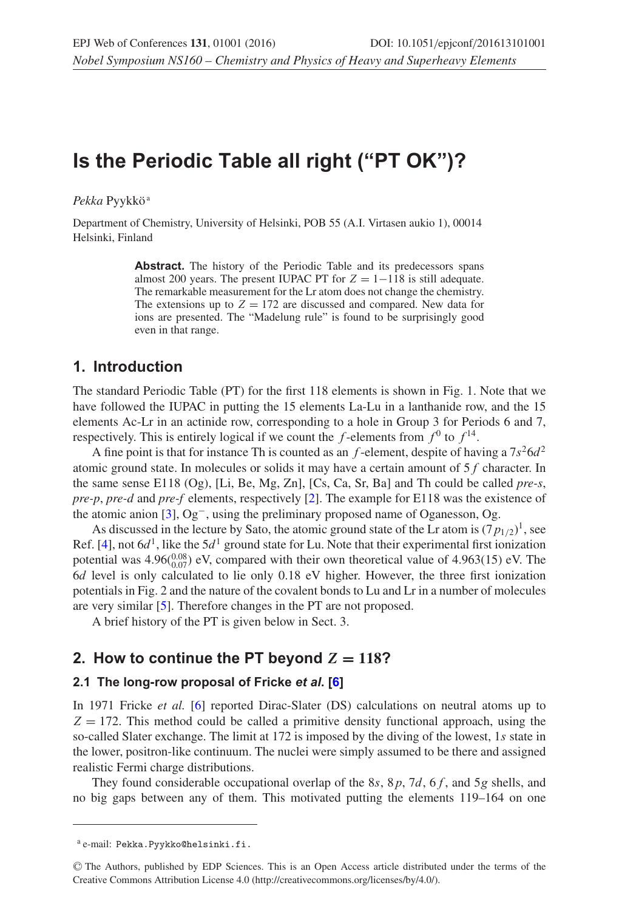# Is the Periodic Table all right ("PT OK")?

*Pekka* Pyykkö[a]

Department of Chemistry, University of Helsinki, POB 55 (A.I. Virtasen aukio 1), 00014 Helsinki, Finland

> **Abstract.** The history of the Periodic Table and its predecessors spans almost 200 years. The present IUPAC PT for $Z = 1-118$ is still adequate. The remarkable measurement for the Lr atom does not change the chemistry. The extensions up to $Z = 172$ are discussed and compared. New data for ions are presented. The "Madelung rule" is found to be surprisingly good even in that range.

## 1. Introduction

The standard Periodic Table (PT) for the first 118 elements is shown in Fig. 1. Note that we have followed the IUPAC in putting the 15 elements La-Lu in a lanthanide row, and the 15 elements Ac-Lr in an actinide row, corresponding to a hole in Group 3 for Periods 6 and 7, respectively. This is entirely logical if we count the $f$-elements from $f^0$ to $f^{14}$.

A fine point is that for instance Th is counted as an $f$-element, despite of having a $7s^2 6d^2$ atomic ground state. In molecules or solids it may have a certain amount of $5f$ character. In the same sense E118 (Og), [Li, Be, Mg, Zn], [Cs, Ca, Sr, Ba] and Th could be called *pre-s*, *pre-p*, *pre-d* and *pre-f* elements, respectively [2]. The example for E118 was the existence of the atomic anion [3], $Og^-$, using the preliminary proposed name of Oganesson, Og.

As discussed in the lecture by Sato, the atomic ground state of the Lr atom is $(7p_{1/2})^1$, see Ref. [4], not $6d^1$, like the $5d^1$ ground state for Lu. Note that their experimental first ionization potential was $4.96(^{0.08}_{0.07})$ eV, compared with their own theoretical value of 4.963(15) eV. The $6d$ level is only calculated to lie only 0.18 eV higher. However, the three first ionization potentials in Fig. 2 and the nature of the covalent bonds to Lu and Lr in a number of molecules are very similar [5]. Therefore changes in the PT are not proposed.

A brief history of the PT is given below in Sect. 3.

## 2. How to continue the PT beyond $Z = 118$?

### 2.1 The long-row proposal of Fricke *et al.* [6]

In 1971 Fricke *et al.* [6] reported Dirac-Slater (DS) calculations on neutral atoms up to $Z = 172$. This method could be called a primitive density functional approach, using the so-called Slater exchange. The limit at 172 is imposed by the diving of the lowest, $1s$ state in the lower, positron-like continuum. The nuclei were simply assumed to be there and assigned realistic Fermi charge distributions.

They found considerable occupational overlap of the $8s$, $8p$, $7d$, $6f$, and $5g$ shells, and no big gaps between any of them. This motivated putting the elements 119–164 on one

[a] e-mail: Pekka.Pyykko@helsinki.fi.

© The Authors, published by EDP Sciences. This is an Open Access article distributed under the terms of the Creative Commons Attribution License 4.0 (http://creativecommons.org/licenses/by/4.0/).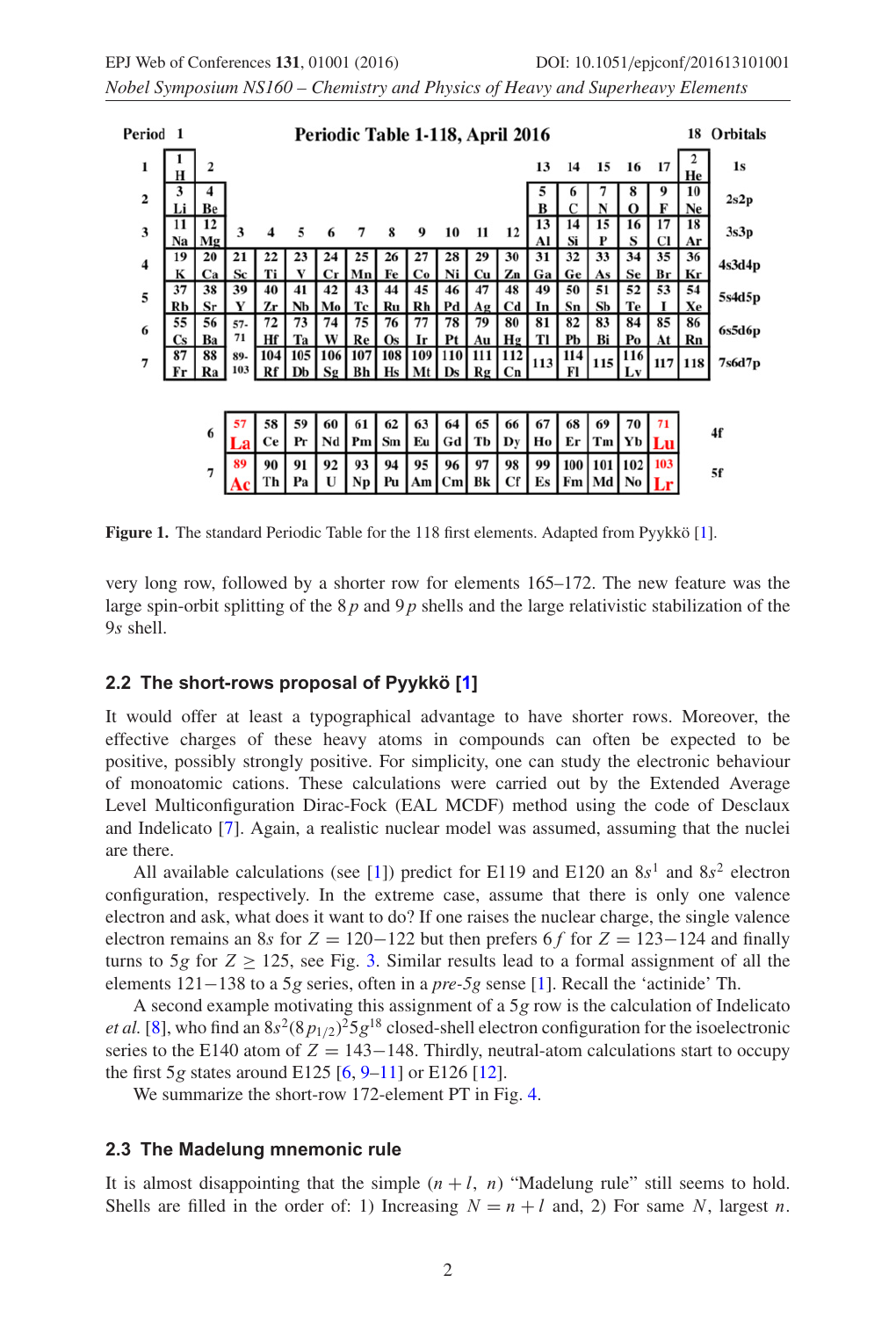**Periodic Table 1-118, April 2016**

| Period | 1 | 2 | 3 | 4 | 5 | 6 | 7 | 8 | 9 | 10 | 11 | 12 | 13 | 14 | 15 | 16 | 17 | 18 | Orbitals |
|---|---|---|---|---|---|---|---|---|---|---|---|---|---|---|---|---|---|---|---|
| 1 | 1 H | | | | | | | | | | | | | | | | | 2 He | 1s |
| 2 | 3 Li | 4 Be | | | | | | | | | | | 5 B | 6 C | 7 N | 8 O | 9 F | 10 Ne | 2s2p |
| 3 | 11 Na | 12 Mg | | | | | | | | | | | 13 Al | 14 Si | 15 P | 16 S | 17 Cl | 18 Ar | 3s3p |
| 4 | 19 K | 20 Ca | 21 Sc | 22 Ti | 23 V | 24 Cr | 25 Mn | 26 Fe | 27 Co | 28 Ni | 29 Cu | 30 Zn | 31 Ga | 32 Ge | 33 As | 34 Se | 35 Br | 36 Kr | 4s3d4p |
| 5 | 37 Rb | 38 Sr | 39 Y | 40 Zr | 41 Nb | 42 Mo | 43 Tc | 44 Ru | 45 Rh | 46 Pd | 47 Ag | 48 Cd | 49 In | 50 Sn | 51 Sb | 52 Te | 53 I | 54 Xe | 5s4d5p |
| 6 | 55 Cs | 56 Ba | 57-71 | 72 Hf | 73 Ta | 74 W | 75 Re | 76 Os | 77 Ir | 78 Pt | 79 Au | 80 Hg | 81 Tl | 82 Pb | 83 Bi | 84 Po | 85 At | 86 Rn | 6s5d6p |
| 7 | 87 Fr | 88 Ra | 89-103 | 104 Rf | 105 Db | 106 Sg | 107 Bh | 108 Hs | 109 Mt | 110 Ds | 111 Rg | 112 Cn | 113 | 114 Fl | 115 | 116 Lv | 117 | 118 | 7s6d7p |

| | | | | | | | | | | | | | | | | |
|---|---|---|---|---|---|---|---|---|---|---|---|---|---|---|---|---|
| 6 | 57 La | 58 Ce | 59 Pr | 60 Nd | 61 Pm | 62 Sm | 63 Eu | 64 Gd | 65 Tb | 66 Dy | 67 Ho | 68 Er | 69 Tm | 70 Yb | 71 Lu | 4f |
| 7 | 89 Ac | 90 Th | 91 Pa | 92 U | 93 Np | 94 Pu | 95 Am | 96 Cm | 97 Bk | 98 Cf | 99 Es | 100 Fm | 101 Md | 102 No | 103 Lr | 5f |

**Figure 1.** The standard Periodic Table for the 118 first elements. Adapted from Pyykkö [1].

very long row, followed by a shorter row for elements 165–172. The new feature was the large spin-orbit splitting of the $8p$ and $9p$ shells and the large relativistic stabilization of the $9s$ shell.

## 2.2 The short-rows proposal of Pyykkö [1]

It would offer at least a typographical advantage to have shorter rows. Moreover, the effective charges of these heavy atoms in compounds can often be expected to be positive, possibly strongly positive. For simplicity, one can study the electronic behaviour of monoatomic cations. These calculations were carried out by the Extended Average Level Multiconfiguration Dirac-Fock (EAL MCDF) method using the code of Desclaux and Indelicato [7]. Again, a realistic nuclear model was assumed, assuming that the nuclei are there.

All available calculations (see [1]) predict for E119 and E120 an $8s^1$ and $8s^2$ electron configuration, respectively. In the extreme case, assume that there is only one valence electron and ask, what does it want to do? If one raises the nuclear charge, the single valence electron remains an $8s$ for $Z = 120-122$ but then prefers $6f$ for $Z = 123-124$ and finally turns to $5g$ for $Z \geq 125$, see Fig. 3. Similar results lead to a formal assignment of all the elements 121−138 to a $5g$ series, often in a *pre-5g* sense [1]. Recall the 'actinide' Th.

A second example motivating this assignment of a $5g$ row is the calculation of Indelicato *et al.* [8], who find an $8s^2(8p_{1/2})^2 5g^{18}$ closed-shell electron configuration for the isoelectronic series to the E140 atom of $Z = 143-148$. Thirdly, neutral-atom calculations start to occupy the first $5g$ states around E125 [6, 9–11] or E126 [12].

We summarize the short-row 172-element PT in Fig. 4.

## 2.3 The Madelung mnemonic rule

It is almost disappointing that the simple $(n + l,\ n)$ "Madelung rule" still seems to hold. Shells are filled in the order of: 1) Increasing $N = n + l$ and, 2) For same $N$, largest $n$.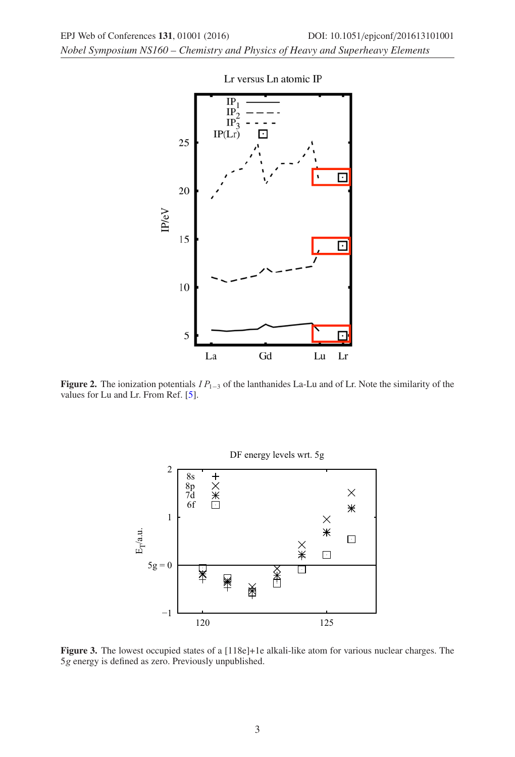**Figure 2.** The ionization potentials $IP_{1-3}$ of the lanthanides La-Lu and of Lr. Note the similarity of the values for Lu and Lr. From Ref. [5].

**Figure 3.** The lowest occupied states of a [118e]+1e alkali-like atom for various nuclear charges. The $5g$ energy is defined as zero. Previously unpublished.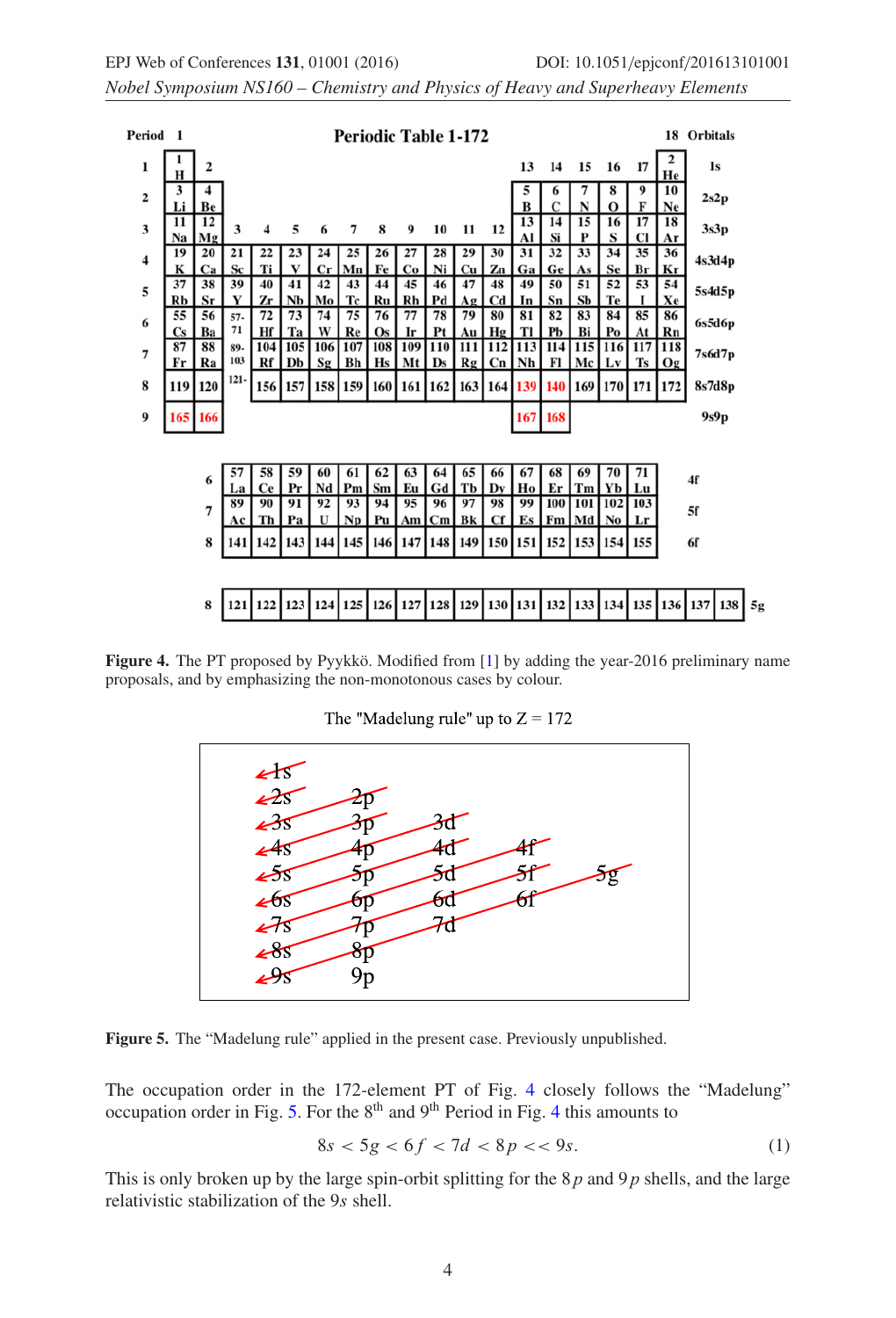**Periodic Table 1-172**

| Period | 1 | 2 | 3 | 4 | 5 | 6 | 7 | 8 | 9 | 10 | 11 | 12 | 13 | 14 | 15 | 16 | 17 | 18 | Orbitals |
|---|---|---|---|---|---|---|---|---|---|---|---|---|---|---|---|---|---|---|---|
| 1 | 1 H | | | | | | | | | | | | | | | | | 2 He | 1s |
| 2 | 3 Li | 4 Be | | | | | | | | | | | 5 B | 6 C | 7 N | 8 O | 9 F | 10 Ne | 2s2p |
| 3 | 11 Na | 12 Mg | | | | | | | | | | | 13 Al | 14 Si | 15 P | 16 S | 17 Cl | 18 Ar | 3s3p |
| 4 | 19 K | 20 Ca | 21 Sc | 22 Ti | 23 V | 24 Cr | 25 Mn | 26 Fe | 27 Co | 28 Ni | 29 Cu | 30 Zn | 31 Ga | 32 Ge | 33 As | 34 Se | 35 Br | 36 Kr | 4s3d4p |
| 5 | 37 Rb | 38 Sr | 39 Y | 40 Zr | 41 Nb | 42 Mo | 43 Tc | 44 Ru | 45 Rh | 46 Pd | 47 Ag | 48 Cd | 49 In | 50 Sn | 51 Sb | 52 Te | 53 I | 54 Xe | 5s4d5p |
| 6 | 55 Cs | 56 Ba | 57-71 | 72 Hf | 73 Ta | 74 W | 75 Re | 76 Os | 77 Ir | 78 Pt | 79 Au | 80 Hg | 81 Tl | 82 Pb | 83 Bi | 84 Po | 85 At | 86 Rn | 6s5d6p |
| 7 | 87 Fr | 88 Ra | 89-103 | 104 Rf | 105 Db | 106 Sg | 107 Bh | 108 Hs | 109 Mt | 110 Ds | 111 Rg | 112 Cn | 113 Nh | 114 Fl | 115 Mc | 116 Lv | 117 Ts | 118 Og | 7s6d7p |
| 8 | 119 | 120 | 121- | 156 | 157 | 158 | 159 | 160 | 161 | 162 | 163 | 164 | 139 | 140 | 169 | 170 | 171 | 172 | 8s7d8p |
| 9 | 165 | 166 | | | | | | | | | | | 167 | 168 | | | | | 9s9p |

| | | | | | | | | | | | | | | | | |
|---|---|---|---|---|---|---|---|---|---|---|---|---|---|---|---|---|
| 6 | 57 La | 58 Ce | 59 Pr | 60 Nd | 61 Pm | 62 Sm | 63 Eu | 64 Gd | 65 Tb | 66 Dy | 67 Ho | 68 Er | 69 Tm | 70 Yb | 71 Lu | 4f |
| 7 | 89 Ac | 90 Th | 91 Pa | 92 U | 93 Np | 94 Pu | 95 Am | 96 Cm | 97 Bk | 98 Cf | 99 Es | 100 Fm | 101 Md | 102 No | 103 Lr | 5f |
| 8 | 141 | 142 | 143 | 144 | 145 | 146 | 147 | 148 | 149 | 150 | 151 | 152 | 153 | 154 | 155 | 6f |

| | | | | | | | | | | | | | | | | | | | |
|---|---|---|---|---|---|---|---|---|---|---|---|---|---|---|---|---|---|---|---|
| 8 | 121 | 122 | 123 | 124 | 125 | 126 | 127 | 128 | 129 | 130 | 131 | 132 | 133 | 134 | 135 | 136 | 137 | 138 | 5g |

**Figure 4.** The PT proposed by Pyykkö. Modified from [1] by adding the year-2016 preliminary name proposals, and by emphasizing the non-monotonous cases by colour.

The "Madelung rule" up to Z = 172

```
1s
2s  2p
3s  3p  3d
4s  4p  4d  4f
5s  5p  5d  5f  5g
6s  6p  6d  6f
7s  7p  7d
8s  8p
9s  9p
```

**Figure 5.** The "Madelung rule" applied in the present case. Previously unpublished.

The occupation order in the 172-element PT of Fig. 4 closely follows the "Madelung" occupation order in Fig. 5. For the 8th and 9th Period in Fig. 4 this amounts to

$$8s < 5g < 6f < 7d < 8p << 9s. \tag{1}$$

This is only broken up by the large spin-orbit splitting for the $8p$ and $9p$ shells, and the large relativistic stabilization of the $9s$ shell.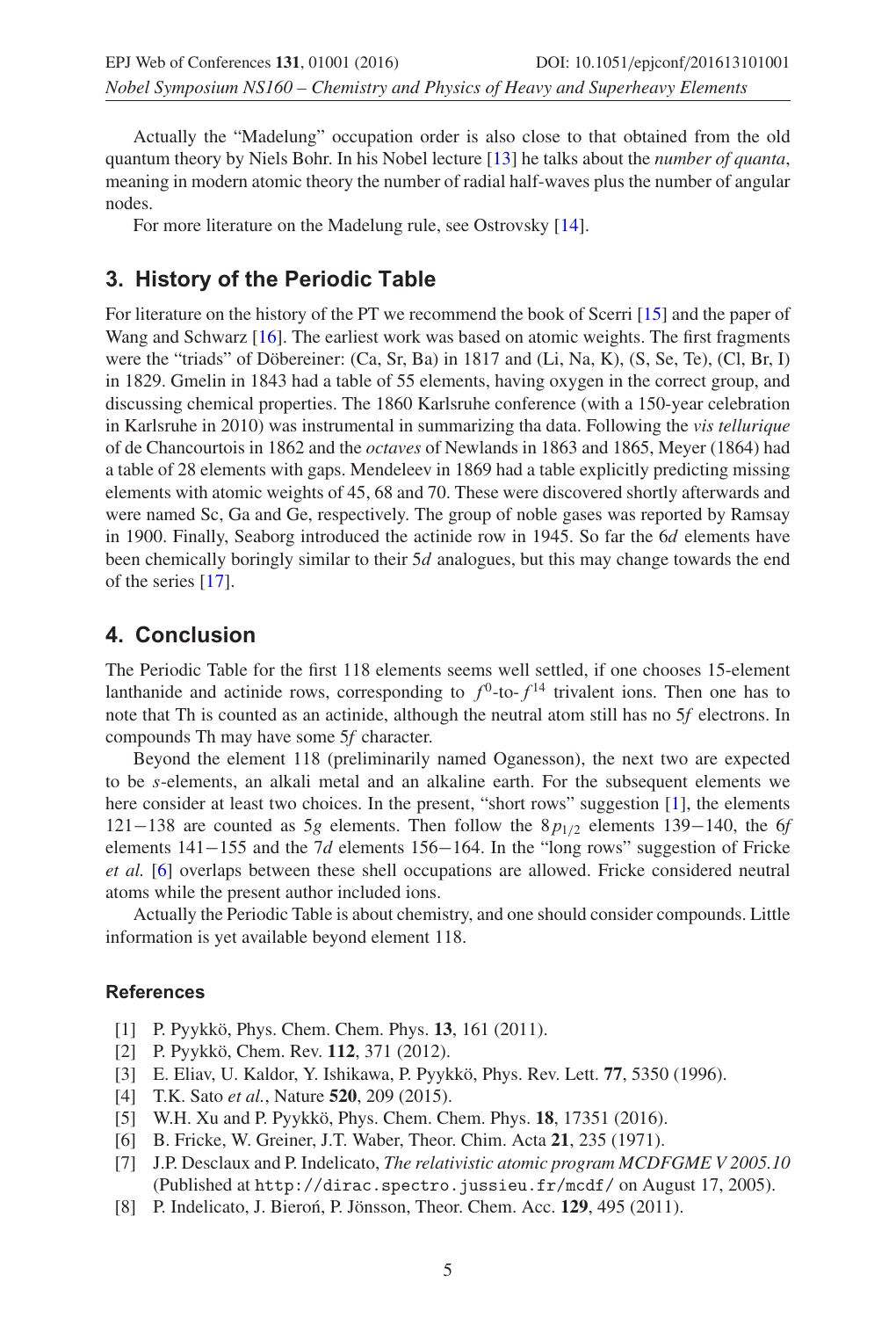Actually the "Madelung" occupation order is also close to that obtained from the old quantum theory by Niels Bohr. In his Nobel lecture [13] he talks about the *number of quanta*, meaning in modern atomic theory the number of radial half-waves plus the number of angular nodes.

For more literature on the Madelung rule, see Ostrovsky [14].

## 3. History of the Periodic Table

For literature on the history of the PT we recommend the book of Scerri [15] and the paper of Wang and Schwarz [16]. The earliest work was based on atomic weights. The first fragments were the "triads" of Döbereiner: (Ca, Sr, Ba) in 1817 and (Li, Na, K), (S, Se, Te), (Cl, Br, I) in 1829. Gmelin in 1843 had a table of 55 elements, having oxygen in the correct group, and discussing chemical properties. The 1860 Karlsruhe conference (with a 150-year celebration in Karlsruhe in 2010) was instrumental in summarizing tha data. Following the *vis tellurique* of de Chancourtois in 1862 and the *octaves* of Newlands in 1863 and 1865, Meyer (1864) had a table of 28 elements with gaps. Mendeleev in 1869 had a table explicitly predicting missing elements with atomic weights of 45, 68 and 70. These were discovered shortly afterwards and were named Sc, Ga and Ge, respectively. The group of noble gases was reported by Ramsay in 1900. Finally, Seaborg introduced the actinide row in 1945. So far the 6*d* elements have been chemically boringly similar to their 5*d* analogues, but this may change towards the end of the series [17].

## 4. Conclusion

The Periodic Table for the first 118 elements seems well settled, if one chooses 15-element lanthanide and actinide rows, corresponding to $f^0$-to-$f^{14}$ trivalent ions. Then one has to note that Th is counted as an actinide, although the neutral atom still has no 5*f* electrons. In compounds Th may have some 5*f* character.

Beyond the element 118 (preliminarily named Oganesson), the next two are expected to be *s*-elements, an alkali metal and an alkaline earth. For the subsequent elements we here consider at least two choices. In the present, "short rows" suggestion [1], the elements 121−138 are counted as 5*g* elements. Then follow the $8p_{1/2}$ elements 139−140, the 6*f* elements 141−155 and the 7*d* elements 156−164. In the "long rows" suggestion of Fricke *et al.* [6] overlaps between these shell occupations are allowed. Fricke considered neutral atoms while the present author included ions.

Actually the Periodic Table is about chemistry, and one should consider compounds. Little information is yet available beyond element 118.

### References

[1] P. Pyykkö, Phys. Chem. Chem. Phys. **13**, 161 (2011).
[2] P. Pyykkö, Chem. Rev. **112**, 371 (2012).
[3] E. Eliav, U. Kaldor, Y. Ishikawa, P. Pyykkö, Phys. Rev. Lett. **77**, 5350 (1996).
[4] T.K. Sato *et al.*, Nature **520**, 209 (2015).
[5] W.H. Xu and P. Pyykkö, Phys. Chem. Chem. Phys. **18**, 17351 (2016).
[6] B. Fricke, W. Greiner, J.T. Waber, Theor. Chim. Acta **21**, 235 (1971).
[7] J.P. Desclaux and P. Indelicato, *The relativistic atomic program MCDFGME V 2005.10* (Published at `http://dirac.spectro.jussieu.fr/mcdf/` on August 17, 2005).
[8] P. Indelicato, J. Bieroń, P. Jönsson, Theor. Chem. Acc. **129**, 495 (2011).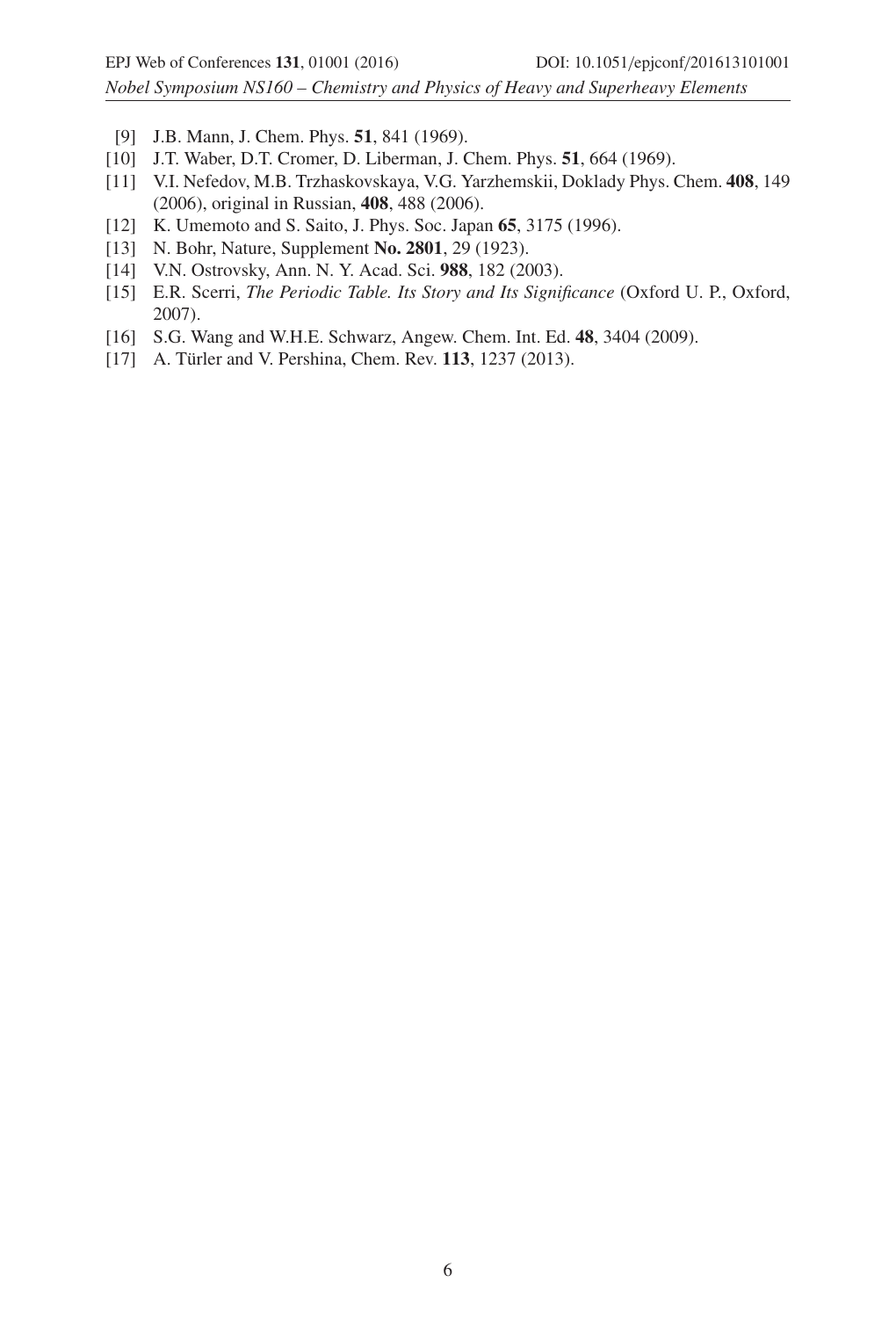[9] J.B. Mann, J. Chem. Phys. **51**, 841 (1969).

[10] J.T. Waber, D.T. Cromer, D. Liberman, J. Chem. Phys. **51**, 664 (1969).

[11] V.I. Nefedov, M.B. Trzhaskovskaya, V.G. Yarzhemskii, Doklady Phys. Chem. **408**, 149 (2006), original in Russian, **408**, 488 (2006).

[12] K. Umemoto and S. Saito, J. Phys. Soc. Japan **65**, 3175 (1996).

[13] N. Bohr, Nature, Supplement **No. 2801**, 29 (1923).

[14] V.N. Ostrovsky, Ann. N. Y. Acad. Sci. **988**, 182 (2003).

[15] E.R. Scerri, *The Periodic Table. Its Story and Its Significance* (Oxford U. P., Oxford, 2007).

[16] S.G. Wang and W.H.E. Schwarz, Angew. Chem. Int. Ed. **48**, 3404 (2009).

[17] A. Türler and V. Pershina, Chem. Rev. **113**, 1237 (2013).